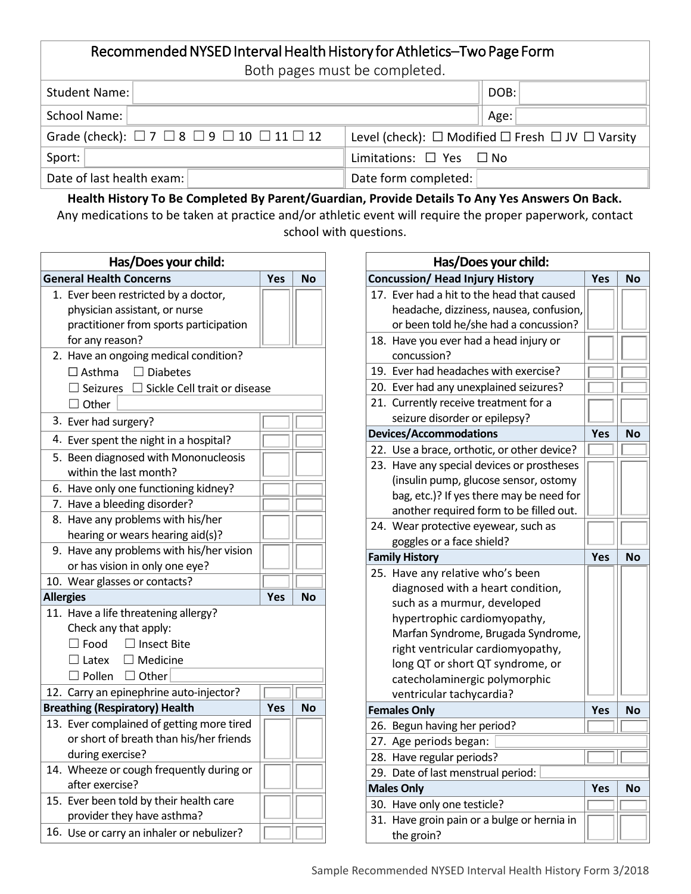# Recommended NYSED Interval Health History for Athletics–Two Page Form

Both pages must be completed.

| | | | |
|---|---|---|---|
| Student Name: | | DOB: | |
| School Name: | | Age: | |
| Grade (check): ☐ 7 ☐ 8 ☐ 9 ☐ 10 ☐ 11 ☐ 12 | | Level (check): ☐ Modified ☐ Fresh ☐ JV ☐ Varsity | |
| Sport: | | Limitations: ☐ Yes ☐ No | |
| Date of last health exam: | | Date form completed: | |

**Health History To Be Completed By Parent/Guardian, Provide Details To Any Yes Answers On Back.**

Any medications to be taken at practice and/or athletic event will require the proper paperwork, contact school with questions.

| Has/Does your child: | | |
|---|---|---|
| **General Health Concerns** | **Yes** | **No** |
| 1. Ever been restricted by a doctor, physician assistant, or nurse practitioner from sports participation for any reason? | | |
| 2. Have an ongoing medical condition? ☐ Asthma ☐ Diabetes ☐ Seizures ☐ Sickle Cell trait or disease ☐ Other | | |
| 3. Ever had surgery? | | |
| 4. Ever spent the night in a hospital? | | |
| 5. Been diagnosed with Mononucleosis within the last month? | | |
| 6. Have only one functioning kidney? | | |
| 7. Have a bleeding disorder? | | |
| 8. Have any problems with his/her hearing or wears hearing aid(s)? | | |
| 9. Have any problems with his/her vision or has vision in only one eye? | | |
| 10. Wear glasses or contacts? | | |
| **Allergies** | **Yes** | **No** |
| 11. Have a life threatening allergy? Check any that apply: ☐ Food ☐ Insect Bite ☐ Latex ☐ Medicine ☐ Pollen ☐ Other | | |
| 12. Carry an epinephrine auto-injector? | | |
| **Breathing (Respiratory) Health** | **Yes** | **No** |
| 13. Ever complained of getting more tired or short of breath than his/her friends during exercise? | | |
| 14. Wheeze or cough frequently during or after exercise? | | |
| 15. Ever been told by their health care provider they have asthma? | | |
| 16. Use or carry an inhaler or nebulizer? | | |

| Has/Does your child: | | |
|---|---|---|
| **Concussion/ Head Injury History** | **Yes** | **No** |
| 17. Ever had a hit to the head that caused headache, dizziness, nausea, confusion, or been told he/she had a concussion? | | |
| 18. Have you ever had a head injury or concussion? | | |
| 19. Ever had headaches with exercise? | | |
| 20. Ever had any unexplained seizures? | | |
| 21. Currently receive treatment for a seizure disorder or epilepsy? | | |
| **Devices/Accommodations** | **Yes** | **No** |
| 22. Use a brace, orthotic, or other device? | | |
| 23. Have any special devices or prostheses (insulin pump, glucose sensor, ostomy bag, etc.)? If yes there may be need for another required form to be filled out. | | |
| 24. Wear protective eyewear, such as goggles or a face shield? | | |
| **Family History** | **Yes** | **No** |
| 25. Have any relative who's been diagnosed with a heart condition, such as a murmur, developed hypertrophic cardiomyopathy, Marfan Syndrome, Brugada Syndrome, right ventricular cardiomyopathy, long QT or short QT syndrome, or catecholaminergic polymorphic ventricular tachycardia? | | |
| **Females Only** | **Yes** | **No** |
| 26. Begun having her period? | | |
| 27. Age periods began: | | |
| 28. Have regular periods? | | |
| 29. Date of last menstrual period: | | |
| **Males Only** | **Yes** | **No** |
| 30. Have only one testicle? | | |
| 31. Have groin pain or a bulge or hernia in the groin? | | |

Sample Recommended NYSED Interval Health History Form 3/2018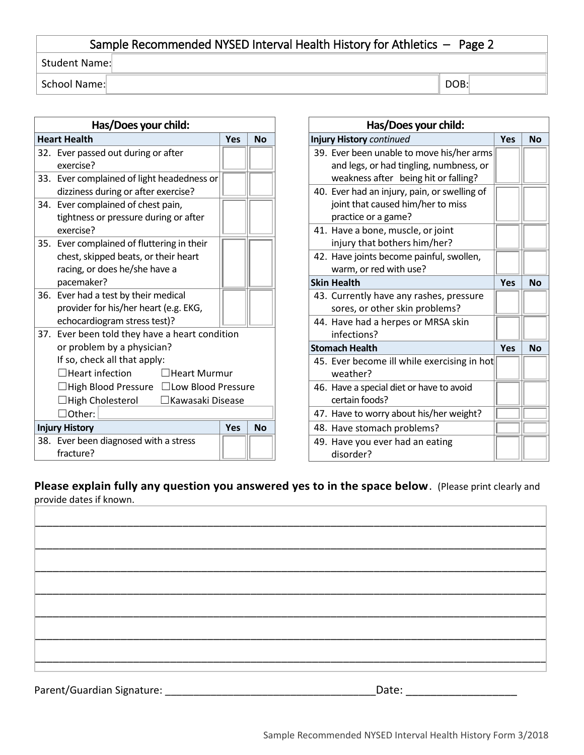# Sample Recommended NYSED Interval Health History for Athletics – Page 2

| | | | |
|---|---|---|---|
| Student Name: | | | |
| School Name: | | DOB: | |

| Has/Does your child: | | |
|---|---|---|
| **Heart Health** | **Yes** | **No** |
| 32. Ever passed out during or after exercise? | | |
| 33. Ever complained of light headedness or dizziness during or after exercise? | | |
| 34. Ever complained of chest pain, tightness or pressure during or after exercise? | | |
| 35. Ever complained of fluttering in their chest, skipped beats, or their heart racing, or does he/she have a pacemaker? | | |
| 36. Ever had a test by their medical provider for his/her heart (e.g. EKG, echocardiogram stress test)? | | |
| 37. Ever been told they have a heart condition or problem by a physician? If so, check all that apply: ☐Heart infection ☐Heart Murmur ☐High Blood Pressure ☐Low Blood Pressure ☐High Cholesterol ☐Kawasaki Disease ☐Other: | | |
| **Injury History** | **Yes** | **No** |
| 38. Ever been diagnosed with a stress fracture? | | |

| Has/Does your child: | | |
|---|---|---|
| **Injury History** *continued* | **Yes** | **No** |
| 39. Ever been unable to move his/her arms and legs, or had tingling, numbness, or weakness after being hit or falling? | | |
| 40. Ever had an injury, pain, or swelling of joint that caused him/her to miss practice or a game? | | |
| 41. Have a bone, muscle, or joint injury that bothers him/her? | | |
| 42. Have joints become painful, swollen, warm, or red with use? | | |
| **Skin Health** | **Yes** | **No** |
| 43. Currently have any rashes, pressure sores, or other skin problems? | | |
| 44. Have had a herpes or MRSA skin infections? | | |
| **Stomach Health** | **Yes** | **No** |
| 45. Ever become ill while exercising in hot weather? | | |
| 46. Have a special diet or have to avoid certain foods? | | |
| 47. Have to worry about his/her weight? | | |
| 48. Have stomach problems? | | |
| 49. Have you ever had an eating disorder? | | |

**Please explain fully any question you answered yes to in the space below**. (Please print clearly and provide dates if known.

_____________________________________________________________________________

_____________________________________________________________________________

_____________________________________________________________________________

_____________________________________________________________________________

_____________________________________________________________________________

_____________________________________________________________________________

_____________________________________________________________________________

Parent/Guardian Signature: ___________________________________ Date: __________________

Sample Recommended NYSED Interval Health History Form 3/2018